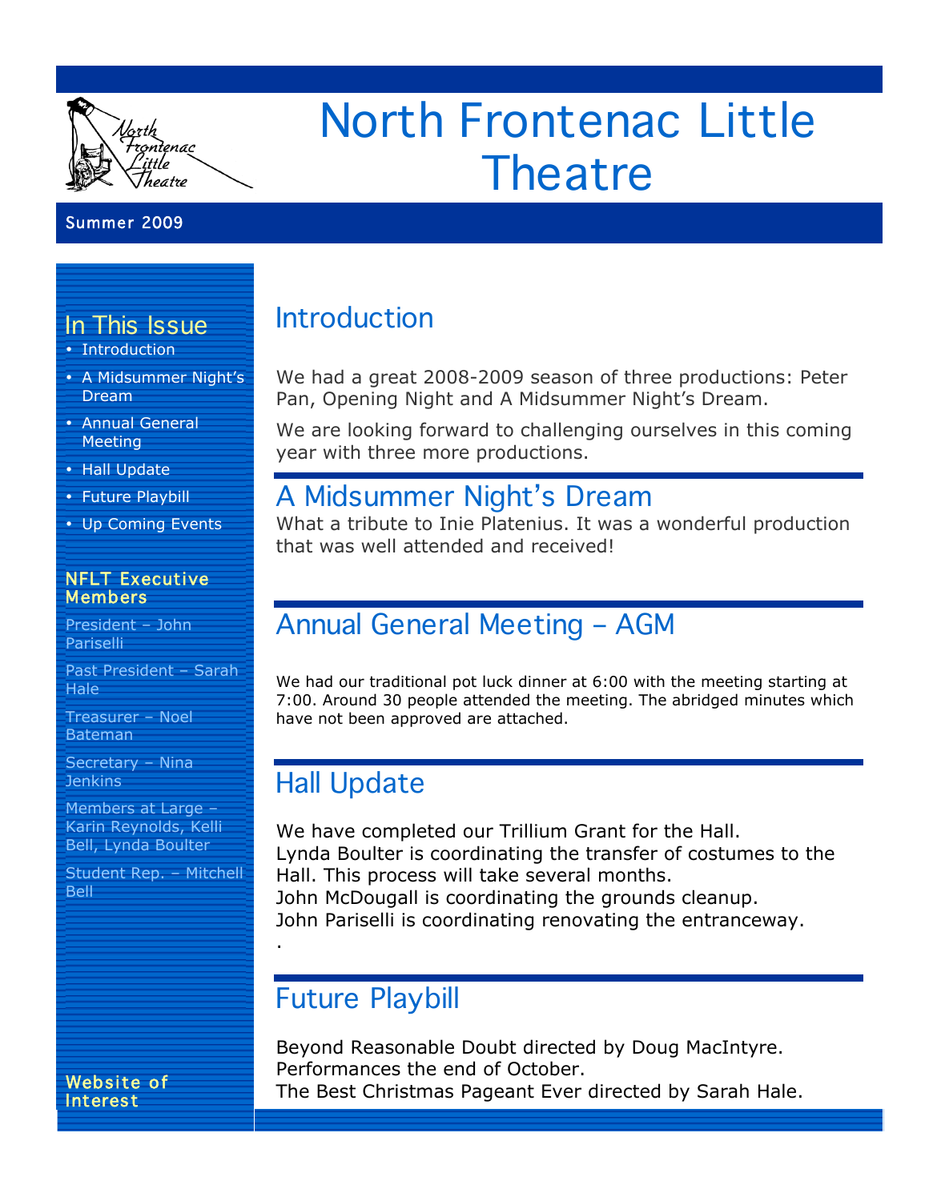# North Frontenac Little Theatre

Summer 2009

## In This Issue

- Introduction
- A Midsummer Night's Dream
- Annual General Meeting
- Hall Update
- Future Playbill
- Up Coming Events

### NFLT Executive Members

President – John Pariselli

Past President – Sarah Hale

Treasurer – Noel Bateman

Secretary – Nina Jenkins

Members at Large – Karin Reynolds, Kelli Bell, Lynda Boulter

Student Rep. – Mitchell Bell

### Website of Interest

## Introduction

We had a great 2008-2009 season of three productions: Peter Pan, Opening Night and A Midsummer Night's Dream.

We are looking forward to challenging ourselves in this coming year with three more productions.

## A Midsummer Night's Dream

What a tribute to Inie Platenius. It was a wonderful production that was well attended and received!

## Annual General Meeting – AGM

We had our traditional pot luck dinner at 6:00 with the meeting starting at 7:00. Around 30 people attended the meeting. The abridged minutes which have not been approved are attached.

## Hall Update

We have completed our Trillium Grant for the Hall.
Lynda Boulter is coordinating the transfer of costumes to the Hall. This process will take several months.
John McDougall is coordinating the grounds cleanup.
John Pariselli is coordinating renovating the entranceway.
.

## Future Playbill

Beyond Reasonable Doubt directed by Doug MacIntyre.
Performances the end of October.
The Best Christmas Pageant Ever directed by Sarah Hale.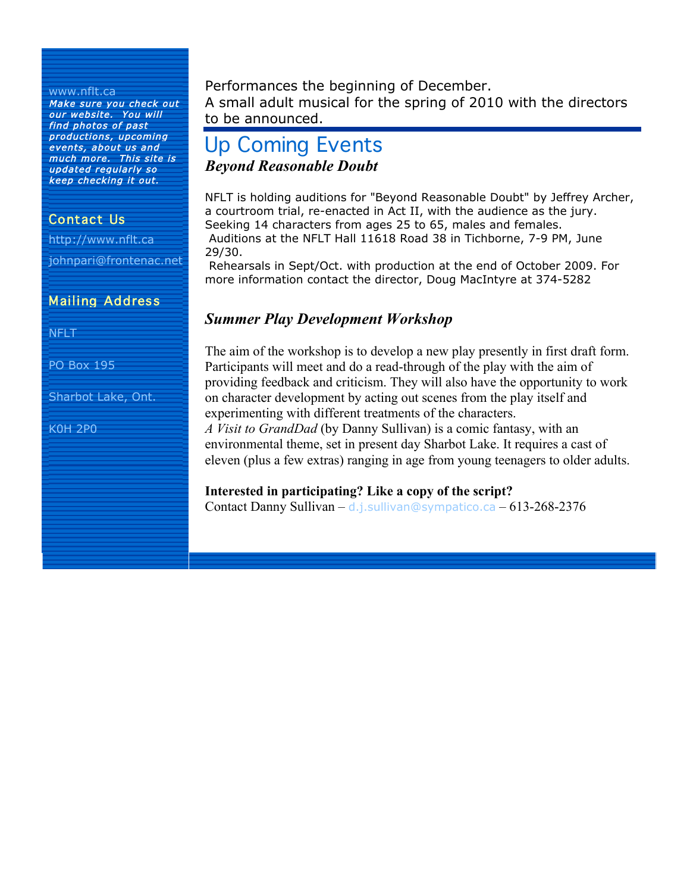www.nflt.ca

*Make sure you check out our website. You will find photos of past productions, upcoming events, about us and much more. This site is updated regularly so keep checking it out.*

### Contact Us

http://www.nflt.ca

johnpari@frontenac.net

### Mailing Address

NFLT

PO Box 195

Sharbot Lake, Ont.

K0H 2P0

Performances the beginning of December.
A small adult musical for the spring of 2010 with the directors to be announced.

## Up Coming Events

### *Beyond Reasonable Doubt*

NFLT is holding auditions for "Beyond Reasonable Doubt" by Jeffrey Archer, a courtroom trial, re-enacted in Act II, with the audience as the jury. Seeking 14 characters from ages 25 to 65, males and females.
Auditions at the NFLT Hall 11618 Road 38 in Tichborne, 7-9 PM, June 29/30.
Rehearsals in Sept/Oct. with production at the end of October 2009. For more information contact the director, Doug MacIntyre at 374-5282

### *Summer Play Development Workshop*

The aim of the workshop is to develop a new play presently in first draft form. Participants will meet and do a read-through of the play with the aim of providing feedback and criticism. They will also have the opportunity to work on character development by acting out scenes from the play itself and experimenting with different treatments of the characters.
*A Visit to GrandDad* (by Danny Sullivan) is a comic fantasy, with an environmental theme, set in present day Sharbot Lake. It requires a cast of eleven (plus a few extras) ranging in age from young teenagers to older adults.

**Interested in participating? Like a copy of the script?**
Contact Danny Sullivan – d.j.sullivan@sympatico.ca – 613-268-2376